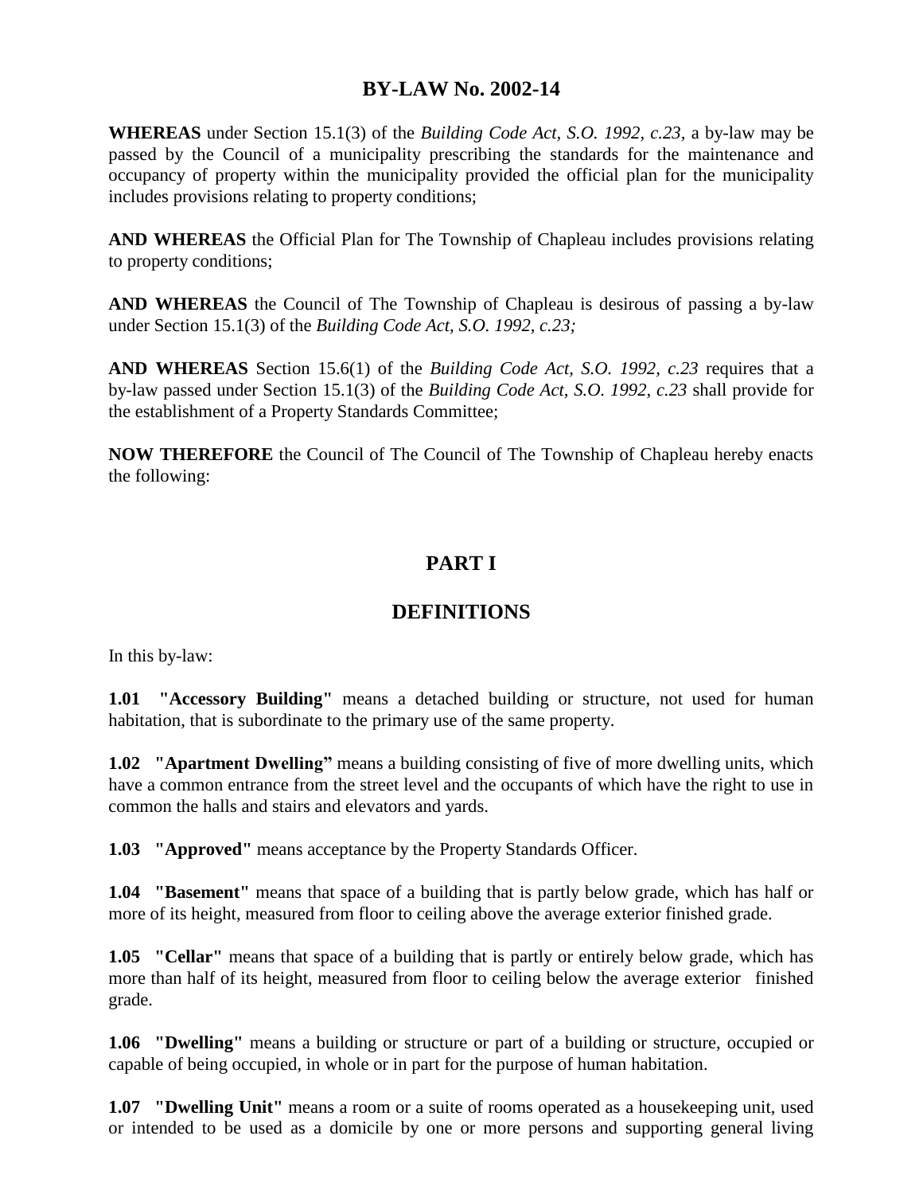# BY-LAW No. 2002-14

**WHEREAS** under Section 15.1(3) of the *Building Code Act, S.O. 1992, c.23*, a by-law may be passed by the Council of a municipality prescribing the standards for the maintenance and occupancy of property within the municipality provided the official plan for the municipality includes provisions relating to property conditions;

**AND WHEREAS** the Official Plan for The Township of Chapleau includes provisions relating to property conditions;

**AND WHEREAS** the Council of The Township of Chapleau is desirous of passing a by-law under Section 15.1(3) of the *Building Code Act, S.O. 1992, c.23;*

**AND WHEREAS** Section 15.6(1) of the *Building Code Act, S.O. 1992, c.23* requires that a by-law passed under Section 15.1(3) of the *Building Code Act, S.O. 1992, c.23* shall provide for the establishment of a Property Standards Committee;

**NOW THEREFORE** the Council of The Council of The Township of Chapleau hereby enacts the following:

## PART I

## DEFINITIONS

In this by-law:

**1.01 "Accessory Building"** means a detached building or structure, not used for human habitation, that is subordinate to the primary use of the same property.

**1.02 "Apartment Dwelling"** means a building consisting of five of more dwelling units, which have a common entrance from the street level and the occupants of which have the right to use in common the halls and stairs and elevators and yards.

**1.03 "Approved"** means acceptance by the Property Standards Officer.

**1.04 "Basement"** means that space of a building that is partly below grade, which has half or more of its height, measured from floor to ceiling above the average exterior finished grade.

**1.05 "Cellar"** means that space of a building that is partly or entirely below grade, which has more than half of its height, measured from floor to ceiling below the average exterior finished grade.

**1.06 "Dwelling"** means a building or structure or part of a building or structure, occupied or capable of being occupied, in whole or in part for the purpose of human habitation.

**1.07 "Dwelling Unit"** means a room or a suite of rooms operated as a housekeeping unit, used or intended to be used as a domicile by one or more persons and supporting general living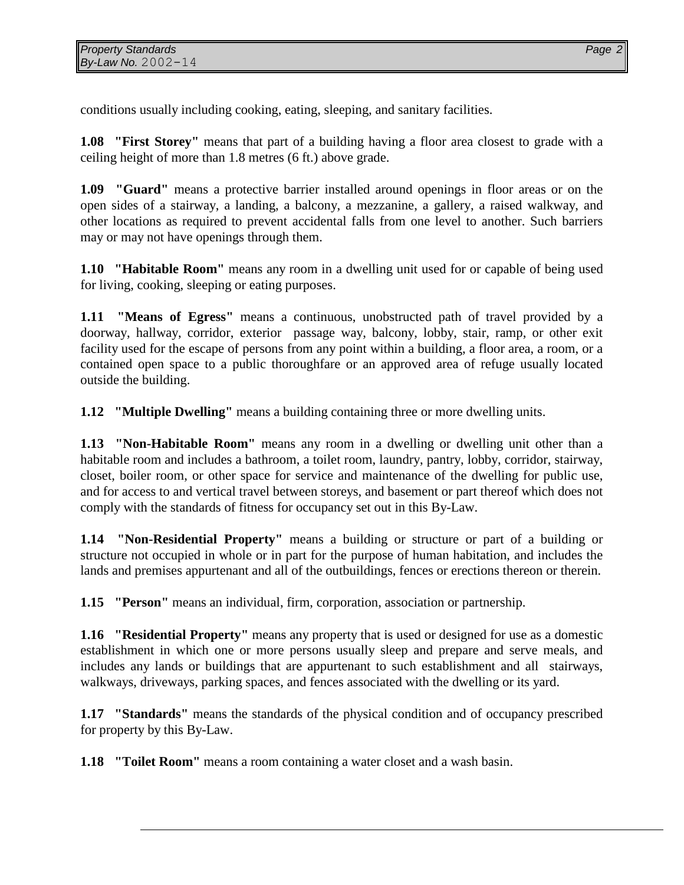conditions usually including cooking, eating, sleeping, and sanitary facilities.

**1.08 "First Storey"** means that part of a building having a floor area closest to grade with a ceiling height of more than 1.8 metres (6 ft.) above grade.

**1.09 "Guard"** means a protective barrier installed around openings in floor areas or on the open sides of a stairway, a landing, a balcony, a mezzanine, a gallery, a raised walkway, and other locations as required to prevent accidental falls from one level to another. Such barriers may or may not have openings through them.

**1.10 "Habitable Room"** means any room in a dwelling unit used for or capable of being used for living, cooking, sleeping or eating purposes.

**1.11 "Means of Egress"** means a continuous, unobstructed path of travel provided by a doorway, hallway, corridor, exterior passage way, balcony, lobby, stair, ramp, or other exit facility used for the escape of persons from any point within a building, a floor area, a room, or a contained open space to a public thoroughfare or an approved area of refuge usually located outside the building.

**1.12 "Multiple Dwelling"** means a building containing three or more dwelling units.

**1.13 "Non-Habitable Room"** means any room in a dwelling or dwelling unit other than a habitable room and includes a bathroom, a toilet room, laundry, pantry, lobby, corridor, stairway, closet, boiler room, or other space for service and maintenance of the dwelling for public use, and for access to and vertical travel between storeys, and basement or part thereof which does not comply with the standards of fitness for occupancy set out in this By-Law.

**1.14 "Non-Residential Property"** means a building or structure or part of a building or structure not occupied in whole or in part for the purpose of human habitation, and includes the lands and premises appurtenant and all of the outbuildings, fences or erections thereon or therein.

**1.15 "Person"** means an individual, firm, corporation, association or partnership.

**1.16 "Residential Property"** means any property that is used or designed for use as a domestic establishment in which one or more persons usually sleep and prepare and serve meals, and includes any lands or buildings that are appurtenant to such establishment and all stairways, walkways, driveways, parking spaces, and fences associated with the dwelling or its yard.

**1.17 "Standards"** means the standards of the physical condition and of occupancy prescribed for property by this By-Law.

**1.18 "Toilet Room"** means a room containing a water closet and a wash basin.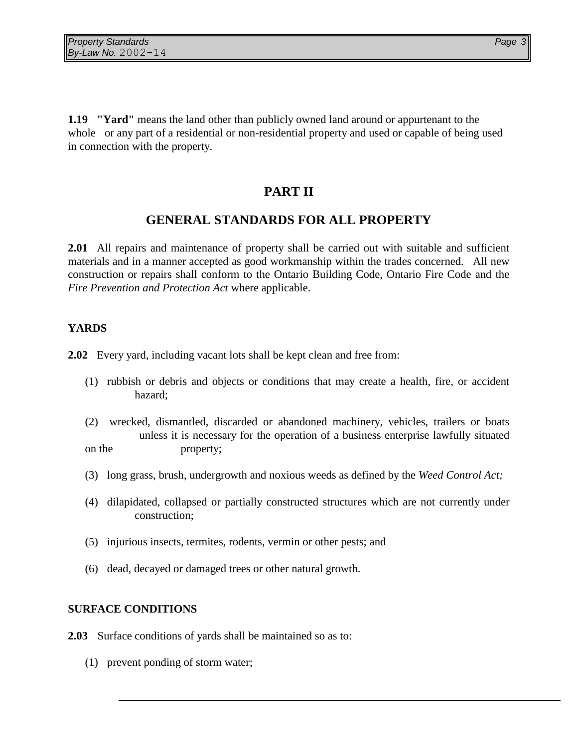**1.19 "Yard"** means the land other than publicly owned land around or appurtenant to the whole or any part of a residential or non-residential property and used or capable of being used in connection with the property.

# PART II

# GENERAL STANDARDS FOR ALL PROPERTY

**2.01** All repairs and maintenance of property shall be carried out with suitable and sufficient materials and in a manner accepted as good workmanship within the trades concerned. All new construction or repairs shall conform to the Ontario Building Code, Ontario Fire Code and the *Fire Prevention and Protection Act* where applicable.

### YARDS

**2.02** Every yard, including vacant lots shall be kept clean and free from:

(1) rubbish or debris and objects or conditions that may create a health, fire, or accident hazard;

(2) wrecked, dismantled, discarded or abandoned machinery, vehicles, trailers or boats unless it is necessary for the operation of a business enterprise lawfully situated on the property;

(3) long grass, brush, undergrowth and noxious weeds as defined by the *Weed Control Act;*

(4) dilapidated, collapsed or partially constructed structures which are not currently under construction;

(5) injurious insects, termites, rodents, vermin or other pests; and

(6) dead, decayed or damaged trees or other natural growth.

### SURFACE CONDITIONS

**2.03** Surface conditions of yards shall be maintained so as to:

(1) prevent ponding of storm water;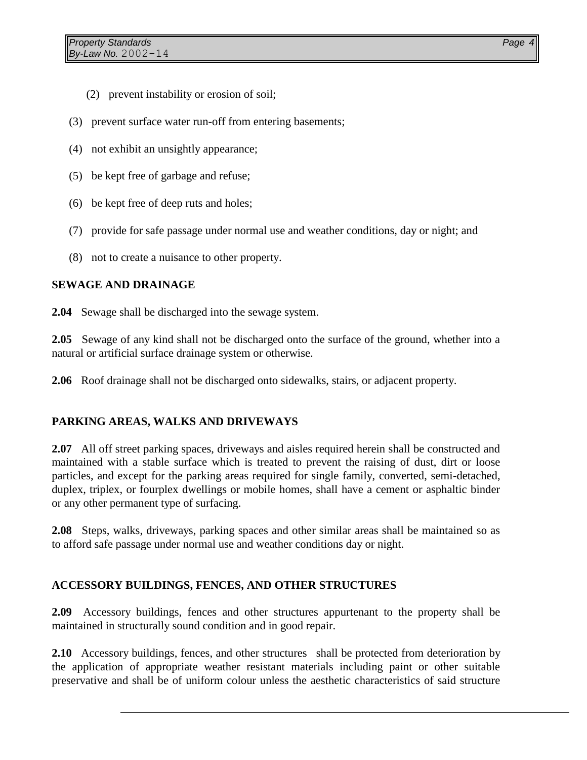(2) prevent instability or erosion of soil;

(3) prevent surface water run-off from entering basements;

(4) not exhibit an unsightly appearance;

(5) be kept free of garbage and refuse;

(6) be kept free of deep ruts and holes;

(7) provide for safe passage under normal use and weather conditions, day or night; and

(8) not to create a nuisance to other property.

## SEWAGE AND DRAINAGE

**2.04** Sewage shall be discharged into the sewage system.

**2.05** Sewage of any kind shall not be discharged onto the surface of the ground, whether into a natural or artificial surface drainage system or otherwise.

**2.06** Roof drainage shall not be discharged onto sidewalks, stairs, or adjacent property.

## PARKING AREAS, WALKS AND DRIVEWAYS

**2.07** All off street parking spaces, driveways and aisles required herein shall be constructed and maintained with a stable surface which is treated to prevent the raising of dust, dirt or loose particles, and except for the parking areas required for single family, converted, semi-detached, duplex, triplex, or fourplex dwellings or mobile homes, shall have a cement or asphaltic binder or any other permanent type of surfacing.

**2.08** Steps, walks, driveways, parking spaces and other similar areas shall be maintained so as to afford safe passage under normal use and weather conditions day or night.

## ACCESSORY BUILDINGS, FENCES, AND OTHER STRUCTURES

**2.09** Accessory buildings, fences and other structures appurtenant to the property shall be maintained in structurally sound condition and in good repair.

**2.10** Accessory buildings, fences, and other structures shall be protected from deterioration by the application of appropriate weather resistant materials including paint or other suitable preservative and shall be of uniform colour unless the aesthetic characteristics of said structure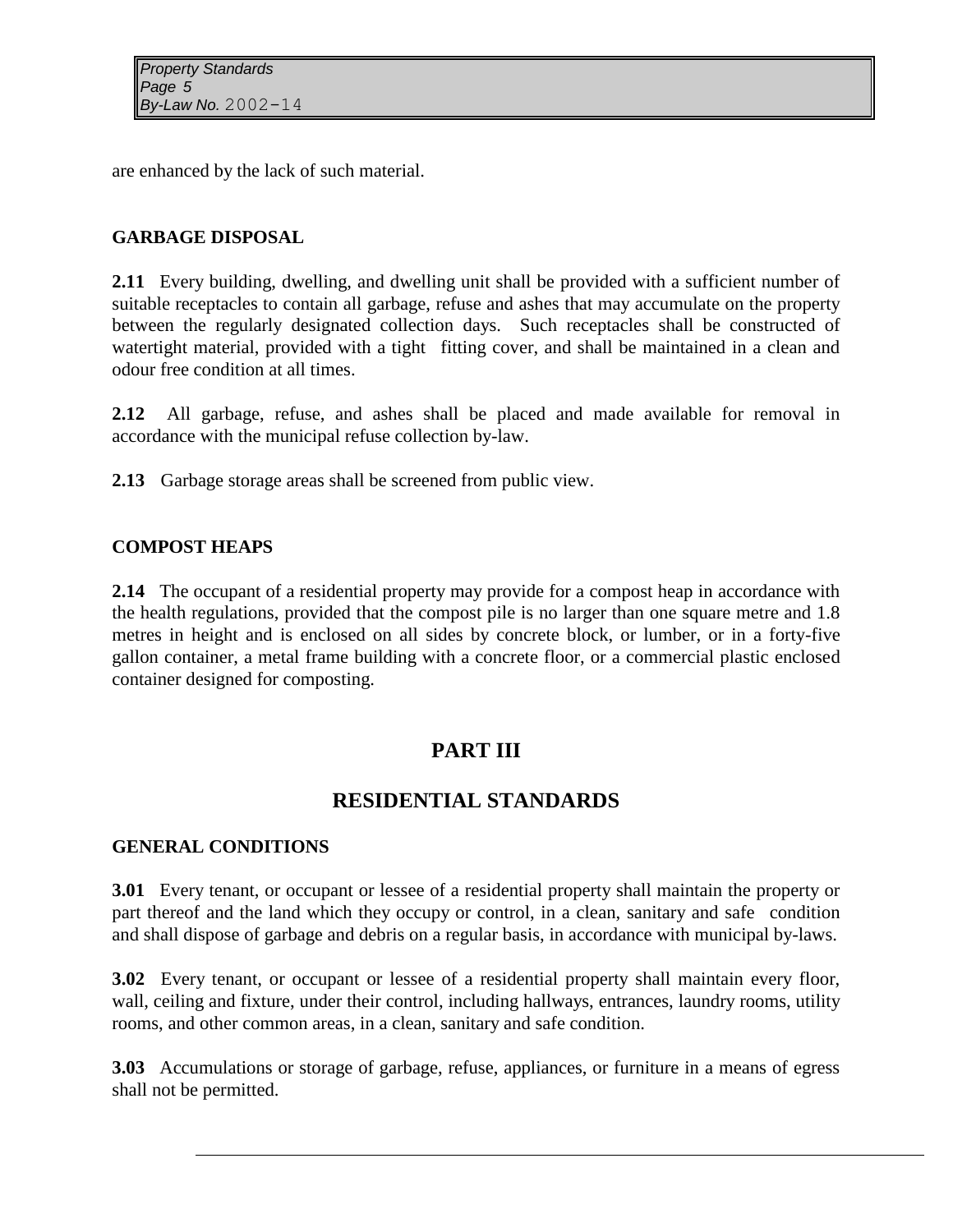are enhanced by the lack of such material.

### GARBAGE DISPOSAL

**2.11** Every building, dwelling, and dwelling unit shall be provided with a sufficient number of suitable receptacles to contain all garbage, refuse and ashes that may accumulate on the property between the regularly designated collection days. Such receptacles shall be constructed of watertight material, provided with a tight fitting cover, and shall be maintained in a clean and odour free condition at all times.

**2.12** All garbage, refuse, and ashes shall be placed and made available for removal in accordance with the municipal refuse collection by-law.

**2.13** Garbage storage areas shall be screened from public view.

### COMPOST HEAPS

**2.14** The occupant of a residential property may provide for a compost heap in accordance with the health regulations, provided that the compost pile is no larger than one square metre and 1.8 metres in height and is enclosed on all sides by concrete block, or lumber, or in a forty-five gallon container, a metal frame building with a concrete floor, or a commercial plastic enclosed container designed for composting.

# PART III

# RESIDENTIAL STANDARDS

### GENERAL CONDITIONS

**3.01** Every tenant, or occupant or lessee of a residential property shall maintain the property or part thereof and the land which they occupy or control, in a clean, sanitary and safe condition and shall dispose of garbage and debris on a regular basis, in accordance with municipal by-laws.

**3.02** Every tenant, or occupant or lessee of a residential property shall maintain every floor, wall, ceiling and fixture, under their control, including hallways, entrances, laundry rooms, utility rooms, and other common areas, in a clean, sanitary and safe condition.

**3.03** Accumulations or storage of garbage, refuse, appliances, or furniture in a means of egress shall not be permitted.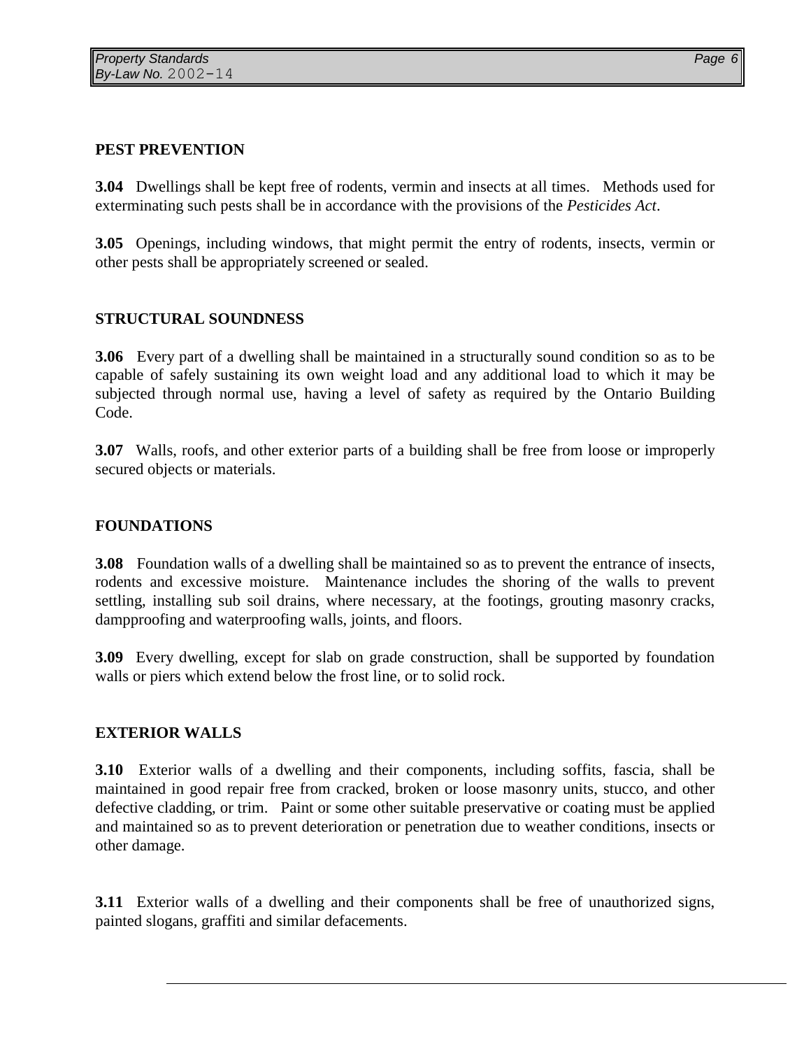## PEST PREVENTION

**3.04** Dwellings shall be kept free of rodents, vermin and insects at all times. Methods used for exterminating such pests shall be in accordance with the provisions of the *Pesticides Act*.

**3.05** Openings, including windows, that might permit the entry of rodents, insects, vermin or other pests shall be appropriately screened or sealed.

## STRUCTURAL SOUNDNESS

**3.06** Every part of a dwelling shall be maintained in a structurally sound condition so as to be capable of safely sustaining its own weight load and any additional load to which it may be subjected through normal use, having a level of safety as required by the Ontario Building Code.

**3.07** Walls, roofs, and other exterior parts of a building shall be free from loose or improperly secured objects or materials.

## FOUNDATIONS

**3.08** Foundation walls of a dwelling shall be maintained so as to prevent the entrance of insects, rodents and excessive moisture. Maintenance includes the shoring of the walls to prevent settling, installing sub soil drains, where necessary, at the footings, grouting masonry cracks, dampproofing and waterproofing walls, joints, and floors.

**3.09** Every dwelling, except for slab on grade construction, shall be supported by foundation walls or piers which extend below the frost line, or to solid rock.

## EXTERIOR WALLS

**3.10** Exterior walls of a dwelling and their components, including soffits, fascia, shall be maintained in good repair free from cracked, broken or loose masonry units, stucco, and other defective cladding, or trim. Paint or some other suitable preservative or coating must be applied and maintained so as to prevent deterioration or penetration due to weather conditions, insects or other damage.

**3.11** Exterior walls of a dwelling and their components shall be free of unauthorized signs, painted slogans, graffiti and similar defacements.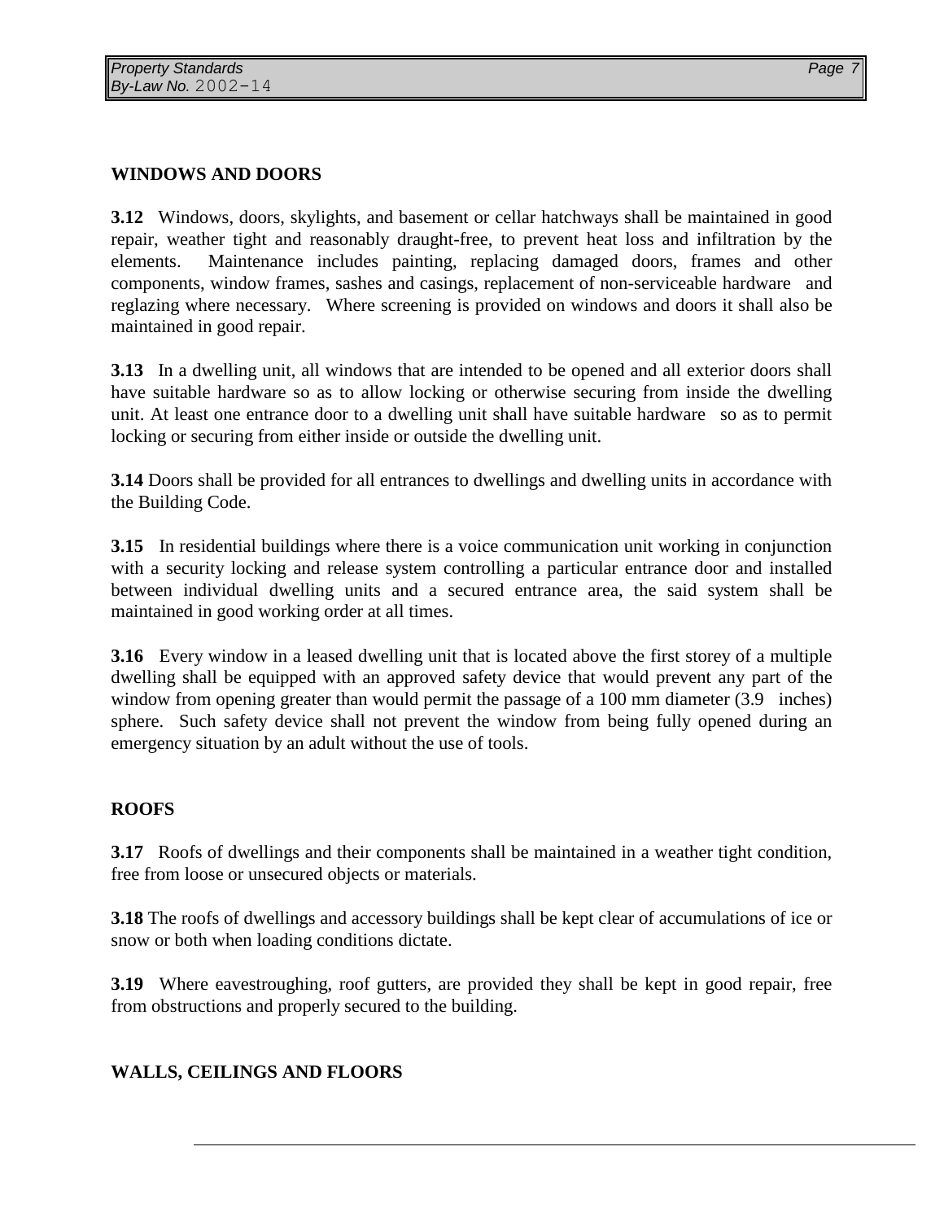## WINDOWS AND DOORS

**3.12** Windows, doors, skylights, and basement or cellar hatchways shall be maintained in good repair, weather tight and reasonably draught-free, to prevent heat loss and infiltration by the elements. Maintenance includes painting, replacing damaged doors, frames and other components, window frames, sashes and casings, replacement of non-serviceable hardware and reglazing where necessary. Where screening is provided on windows and doors it shall also be maintained in good repair.

**3.13** In a dwelling unit, all windows that are intended to be opened and all exterior doors shall have suitable hardware so as to allow locking or otherwise securing from inside the dwelling unit. At least one entrance door to a dwelling unit shall have suitable hardware so as to permit locking or securing from either inside or outside the dwelling unit.

**3.14** Doors shall be provided for all entrances to dwellings and dwelling units in accordance with the Building Code.

**3.15** In residential buildings where there is a voice communication unit working in conjunction with a security locking and release system controlling a particular entrance door and installed between individual dwelling units and a secured entrance area, the said system shall be maintained in good working order at all times.

**3.16** Every window in a leased dwelling unit that is located above the first storey of a multiple dwelling shall be equipped with an approved safety device that would prevent any part of the window from opening greater than would permit the passage of a 100 mm diameter (3.9 inches) sphere. Such safety device shall not prevent the window from being fully opened during an emergency situation by an adult without the use of tools.

## ROOFS

**3.17** Roofs of dwellings and their components shall be maintained in a weather tight condition, free from loose or unsecured objects or materials.

**3.18** The roofs of dwellings and accessory buildings shall be kept clear of accumulations of ice or snow or both when loading conditions dictate.

**3.19** Where eavestroughing, roof gutters, are provided they shall be kept in good repair, free from obstructions and properly secured to the building.

## WALLS, CEILINGS AND FLOORS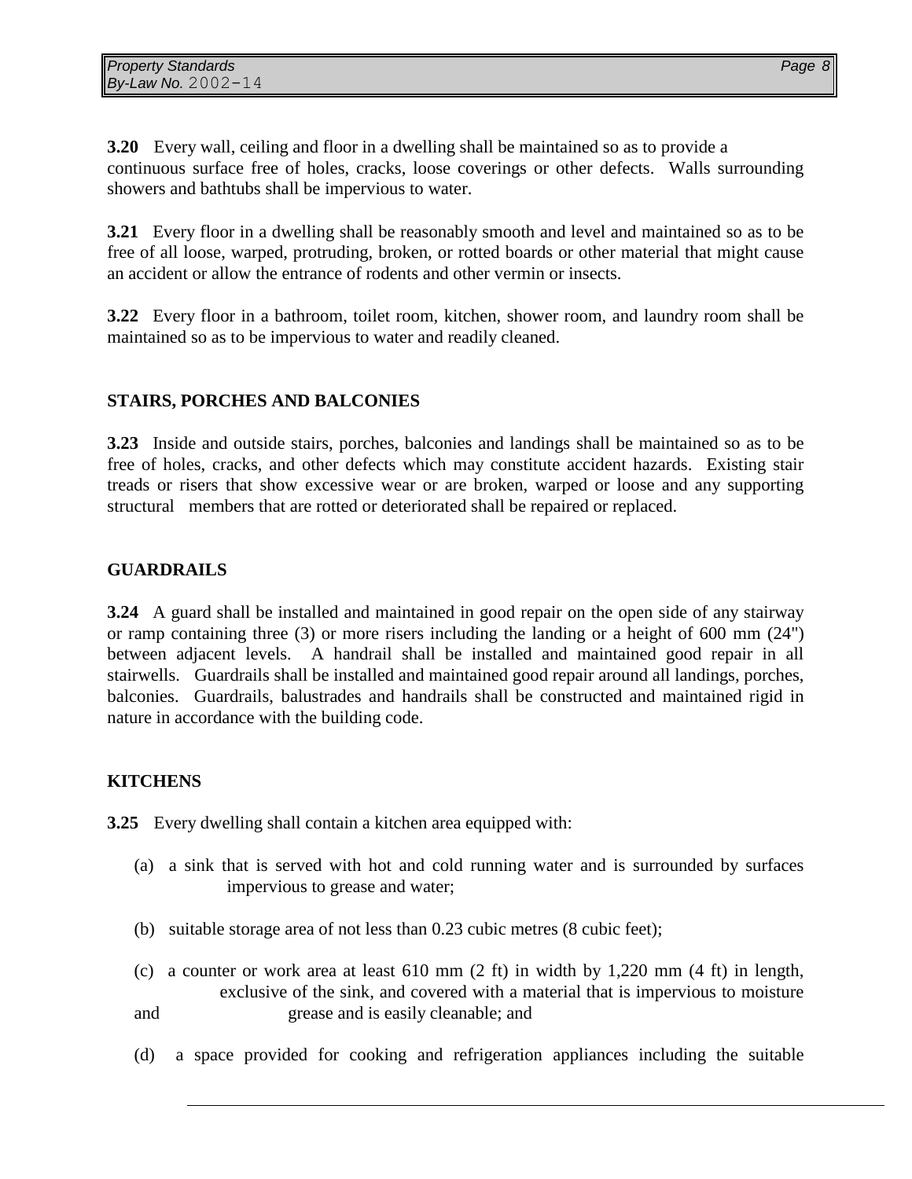**3.20** Every wall, ceiling and floor in a dwelling shall be maintained so as to provide a continuous surface free of holes, cracks, loose coverings or other defects. Walls surrounding showers and bathtubs shall be impervious to water.

**3.21** Every floor in a dwelling shall be reasonably smooth and level and maintained so as to be free of all loose, warped, protruding, broken, or rotted boards or other material that might cause an accident or allow the entrance of rodents and other vermin or insects.

**3.22** Every floor in a bathroom, toilet room, kitchen, shower room, and laundry room shall be maintained so as to be impervious to water and readily cleaned.

## STAIRS, PORCHES AND BALCONIES

**3.23** Inside and outside stairs, porches, balconies and landings shall be maintained so as to be free of holes, cracks, and other defects which may constitute accident hazards. Existing stair treads or risers that show excessive wear or are broken, warped or loose and any supporting structural members that are rotted or deteriorated shall be repaired or replaced.

## GUARDRAILS

**3.24** A guard shall be installed and maintained in good repair on the open side of any stairway or ramp containing three (3) or more risers including the landing or a height of 600 mm (24") between adjacent levels. A handrail shall be installed and maintained good repair in all stairwells. Guardrails shall be installed and maintained good repair around all landings, porches, balconies. Guardrails, balustrades and handrails shall be constructed and maintained rigid in nature in accordance with the building code.

## KITCHENS

**3.25** Every dwelling shall contain a kitchen area equipped with:

(a) a sink that is served with hot and cold running water and is surrounded by surfaces impervious to grease and water;

(b) suitable storage area of not less than 0.23 cubic metres (8 cubic feet);

(c) a counter or work area at least 610 mm (2 ft) in width by 1,220 mm (4 ft) in length, exclusive of the sink, and covered with a material that is impervious to moisture and grease and is easily cleanable; and

(d) a space provided for cooking and refrigeration appliances including the suitable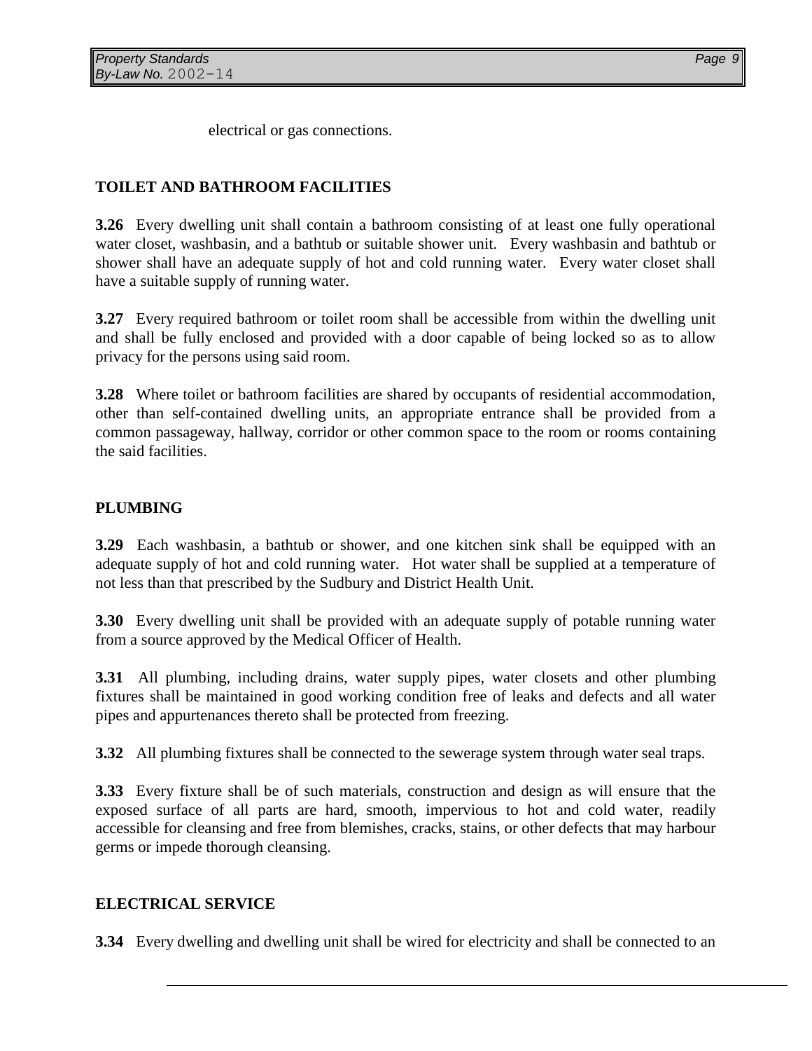electrical or gas connections.

## TOILET AND BATHROOM FACILITIES

**3.26** Every dwelling unit shall contain a bathroom consisting of at least one fully operational water closet, washbasin, and a bathtub or suitable shower unit. Every washbasin and bathtub or shower shall have an adequate supply of hot and cold running water. Every water closet shall have a suitable supply of running water.

**3.27** Every required bathroom or toilet room shall be accessible from within the dwelling unit and shall be fully enclosed and provided with a door capable of being locked so as to allow privacy for the persons using said room.

**3.28** Where toilet or bathroom facilities are shared by occupants of residential accommodation, other than self-contained dwelling units, an appropriate entrance shall be provided from a common passageway, hallway, corridor or other common space to the room or rooms containing the said facilities.

## PLUMBING

**3.29** Each washbasin, a bathtub or shower, and one kitchen sink shall be equipped with an adequate supply of hot and cold running water. Hot water shall be supplied at a temperature of not less than that prescribed by the Sudbury and District Health Unit.

**3.30** Every dwelling unit shall be provided with an adequate supply of potable running water from a source approved by the Medical Officer of Health.

**3.31** All plumbing, including drains, water supply pipes, water closets and other plumbing fixtures shall be maintained in good working condition free of leaks and defects and all water pipes and appurtenances thereto shall be protected from freezing.

**3.32** All plumbing fixtures shall be connected to the sewerage system through water seal traps.

**3.33** Every fixture shall be of such materials, construction and design as will ensure that the exposed surface of all parts are hard, smooth, impervious to hot and cold water, readily accessible for cleansing and free from blemishes, cracks, stains, or other defects that may harbour germs or impede thorough cleansing.

## ELECTRICAL SERVICE

**3.34** Every dwelling and dwelling unit shall be wired for electricity and shall be connected to an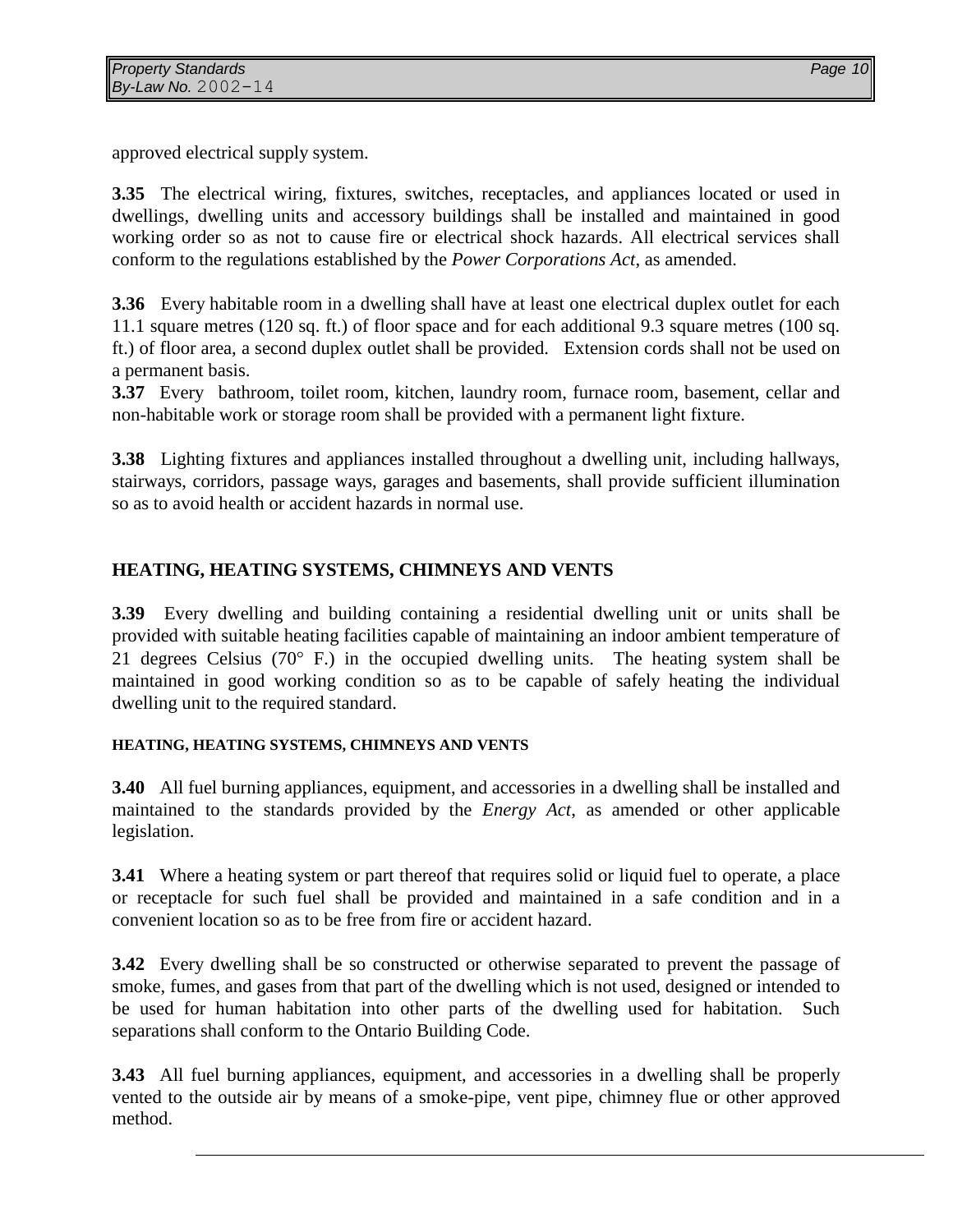approved electrical supply system.

**3.35** The electrical wiring, fixtures, switches, receptacles, and appliances located or used in dwellings, dwelling units and accessory buildings shall be installed and maintained in good working order so as not to cause fire or electrical shock hazards. All electrical services shall conform to the regulations established by the *Power Corporations Act*, as amended.

**3.36** Every habitable room in a dwelling shall have at least one electrical duplex outlet for each 11.1 square metres (120 sq. ft.) of floor space and for each additional 9.3 square metres (100 sq. ft.) of floor area, a second duplex outlet shall be provided. Extension cords shall not be used on a permanent basis.

**3.37** Every bathroom, toilet room, kitchen, laundry room, furnace room, basement, cellar and non-habitable work or storage room shall be provided with a permanent light fixture.

**3.38** Lighting fixtures and appliances installed throughout a dwelling unit, including hallways, stairways, corridors, passage ways, garages and basements, shall provide sufficient illumination so as to avoid health or accident hazards in normal use.

## HEATING, HEATING SYSTEMS, CHIMNEYS AND VENTS

**3.39** Every dwelling and building containing a residential dwelling unit or units shall be provided with suitable heating facilities capable of maintaining an indoor ambient temperature of 21 degrees Celsius (70° F.) in the occupied dwelling units. The heating system shall be maintained in good working condition so as to be capable of safely heating the individual dwelling unit to the required standard.

### HEATING, HEATING SYSTEMS, CHIMNEYS AND VENTS

**3.40** All fuel burning appliances, equipment, and accessories in a dwelling shall be installed and maintained to the standards provided by the *Energy Act*, as amended or other applicable legislation.

**3.41** Where a heating system or part thereof that requires solid or liquid fuel to operate, a place or receptacle for such fuel shall be provided and maintained in a safe condition and in a convenient location so as to be free from fire or accident hazard.

**3.42** Every dwelling shall be so constructed or otherwise separated to prevent the passage of smoke, fumes, and gases from that part of the dwelling which is not used, designed or intended to be used for human habitation into other parts of the dwelling used for habitation. Such separations shall conform to the Ontario Building Code.

**3.43** All fuel burning appliances, equipment, and accessories in a dwelling shall be properly vented to the outside air by means of a smoke-pipe, vent pipe, chimney flue or other approved method.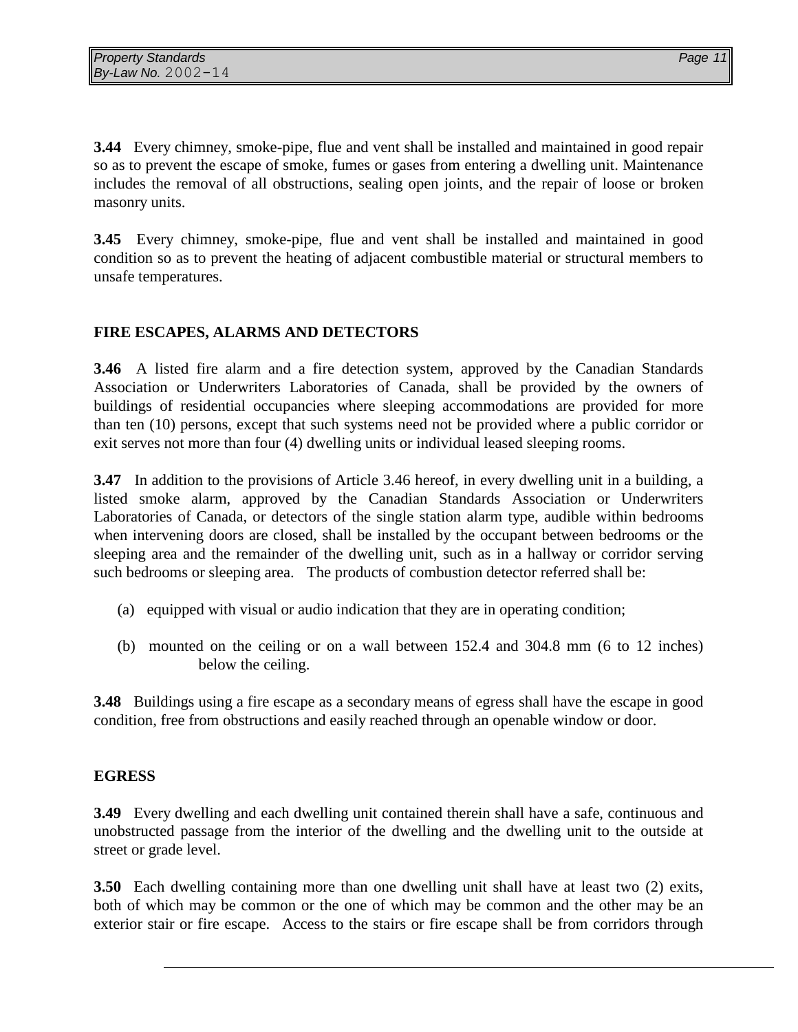**3.44** Every chimney, smoke-pipe, flue and vent shall be installed and maintained in good repair so as to prevent the escape of smoke, fumes or gases from entering a dwelling unit. Maintenance includes the removal of all obstructions, sealing open joints, and the repair of loose or broken masonry units.

**3.45** Every chimney, smoke-pipe, flue and vent shall be installed and maintained in good condition so as to prevent the heating of adjacent combustible material or structural members to unsafe temperatures.

## FIRE ESCAPES, ALARMS AND DETECTORS

**3.46** A listed fire alarm and a fire detection system, approved by the Canadian Standards Association or Underwriters Laboratories of Canada, shall be provided by the owners of buildings of residential occupancies where sleeping accommodations are provided for more than ten (10) persons, except that such systems need not be provided where a public corridor or exit serves not more than four (4) dwelling units or individual leased sleeping rooms.

**3.47** In addition to the provisions of Article 3.46 hereof, in every dwelling unit in a building, a listed smoke alarm, approved by the Canadian Standards Association or Underwriters Laboratories of Canada, or detectors of the single station alarm type, audible within bedrooms when intervening doors are closed, shall be installed by the occupant between bedrooms or the sleeping area and the remainder of the dwelling unit, such as in a hallway or corridor serving such bedrooms or sleeping area. The products of combustion detector referred shall be:

(a) equipped with visual or audio indication that they are in operating condition;

(b) mounted on the ceiling or on a wall between 152.4 and 304.8 mm (6 to 12 inches) below the ceiling.

**3.48** Buildings using a fire escape as a secondary means of egress shall have the escape in good condition, free from obstructions and easily reached through an openable window or door.

## EGRESS

**3.49** Every dwelling and each dwelling unit contained therein shall have a safe, continuous and unobstructed passage from the interior of the dwelling and the dwelling unit to the outside at street or grade level.

**3.50** Each dwelling containing more than one dwelling unit shall have at least two (2) exits, both of which may be common or the one of which may be common and the other may be an exterior stair or fire escape. Access to the stairs or fire escape shall be from corridors through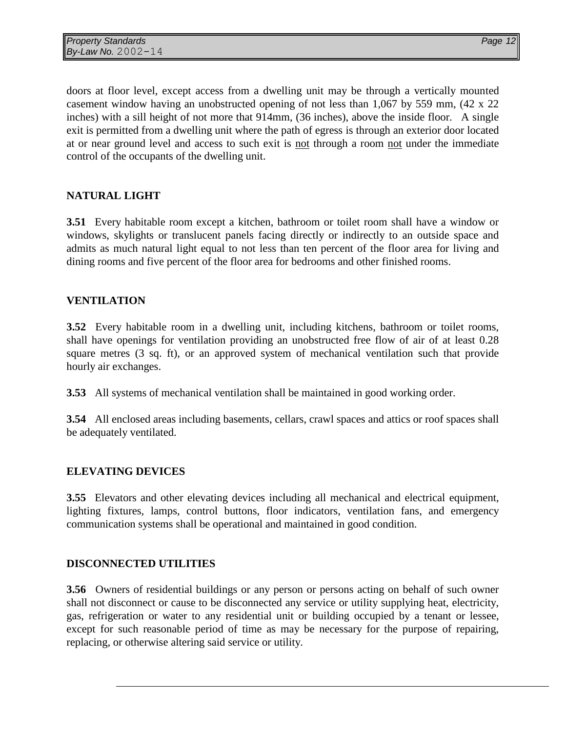doors at floor level, except access from a dwelling unit may be through a vertically mounted casement window having an unobstructed opening of not less than 1,067 by 559 mm, (42 x 22 inches) with a sill height of not more that 914mm, (36 inches), above the inside floor. A single exit is permitted from a dwelling unit where the path of egress is through an exterior door located at or near ground level and access to such exit is <u>not</u> through a room <u>not</u> under the immediate control of the occupants of the dwelling unit.

## NATURAL LIGHT

**3.51** Every habitable room except a kitchen, bathroom or toilet room shall have a window or windows, skylights or translucent panels facing directly or indirectly to an outside space and admits as much natural light equal to not less than ten percent of the floor area for living and dining rooms and five percent of the floor area for bedrooms and other finished rooms.

## VENTILATION

**3.52** Every habitable room in a dwelling unit, including kitchens, bathroom or toilet rooms, shall have openings for ventilation providing an unobstructed free flow of air of at least 0.28 square metres (3 sq. ft), or an approved system of mechanical ventilation such that provide hourly air exchanges.

**3.53** All systems of mechanical ventilation shall be maintained in good working order.

**3.54** All enclosed areas including basements, cellars, crawl spaces and attics or roof spaces shall be adequately ventilated.

## ELEVATING DEVICES

**3.55** Elevators and other elevating devices including all mechanical and electrical equipment, lighting fixtures, lamps, control buttons, floor indicators, ventilation fans, and emergency communication systems shall be operational and maintained in good condition.

## DISCONNECTED UTILITIES

**3.56** Owners of residential buildings or any person or persons acting on behalf of such owner shall not disconnect or cause to be disconnected any service or utility supplying heat, electricity, gas, refrigeration or water to any residential unit or building occupied by a tenant or lessee, except for such reasonable period of time as may be necessary for the purpose of repairing, replacing, or otherwise altering said service or utility.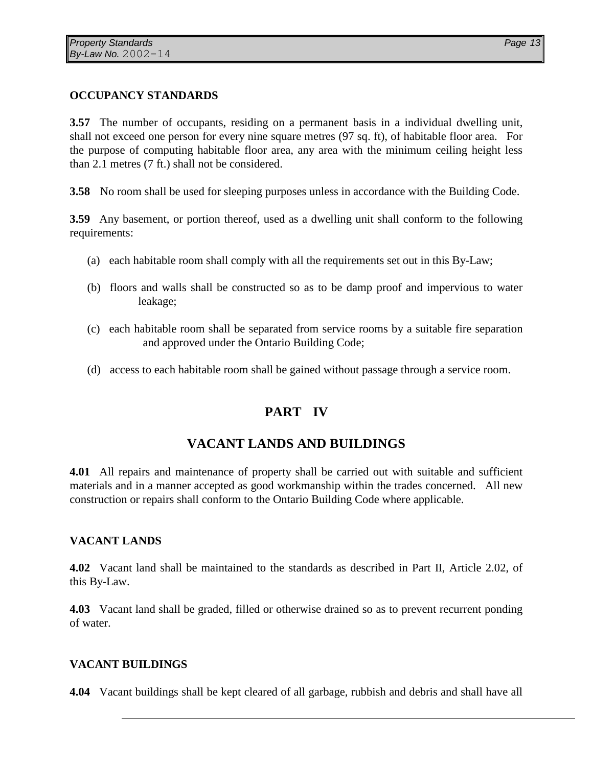**OCCUPANCY STANDARDS**

**3.57** The number of occupants, residing on a permanent basis in a individual dwelling unit, shall not exceed one person for every nine square metres (97 sq. ft), of habitable floor area. For the purpose of computing habitable floor area, any area with the minimum ceiling height less than 2.1 metres (7 ft.) shall not be considered.

**3.58** No room shall be used for sleeping purposes unless in accordance with the Building Code.

**3.59** Any basement, or portion thereof, used as a dwelling unit shall conform to the following requirements:

(a) each habitable room shall comply with all the requirements set out in this By-Law;

(b) floors and walls shall be constructed so as to be damp proof and impervious to water leakage;

(c) each habitable room shall be separated from service rooms by a suitable fire separation and approved under the Ontario Building Code;

(d) access to each habitable room shall be gained without passage through a service room.

# PART IV

# VACANT LANDS AND BUILDINGS

**4.01** All repairs and maintenance of property shall be carried out with suitable and sufficient materials and in a manner accepted as good workmanship within the trades concerned. All new construction or repairs shall conform to the Ontario Building Code where applicable.

**VACANT LANDS**

**4.02** Vacant land shall be maintained to the standards as described in Part II, Article 2.02, of this By-Law.

**4.03** Vacant land shall be graded, filled or otherwise drained so as to prevent recurrent ponding of water.

**VACANT BUILDINGS**

**4.04** Vacant buildings shall be kept cleared of all garbage, rubbish and debris and shall have all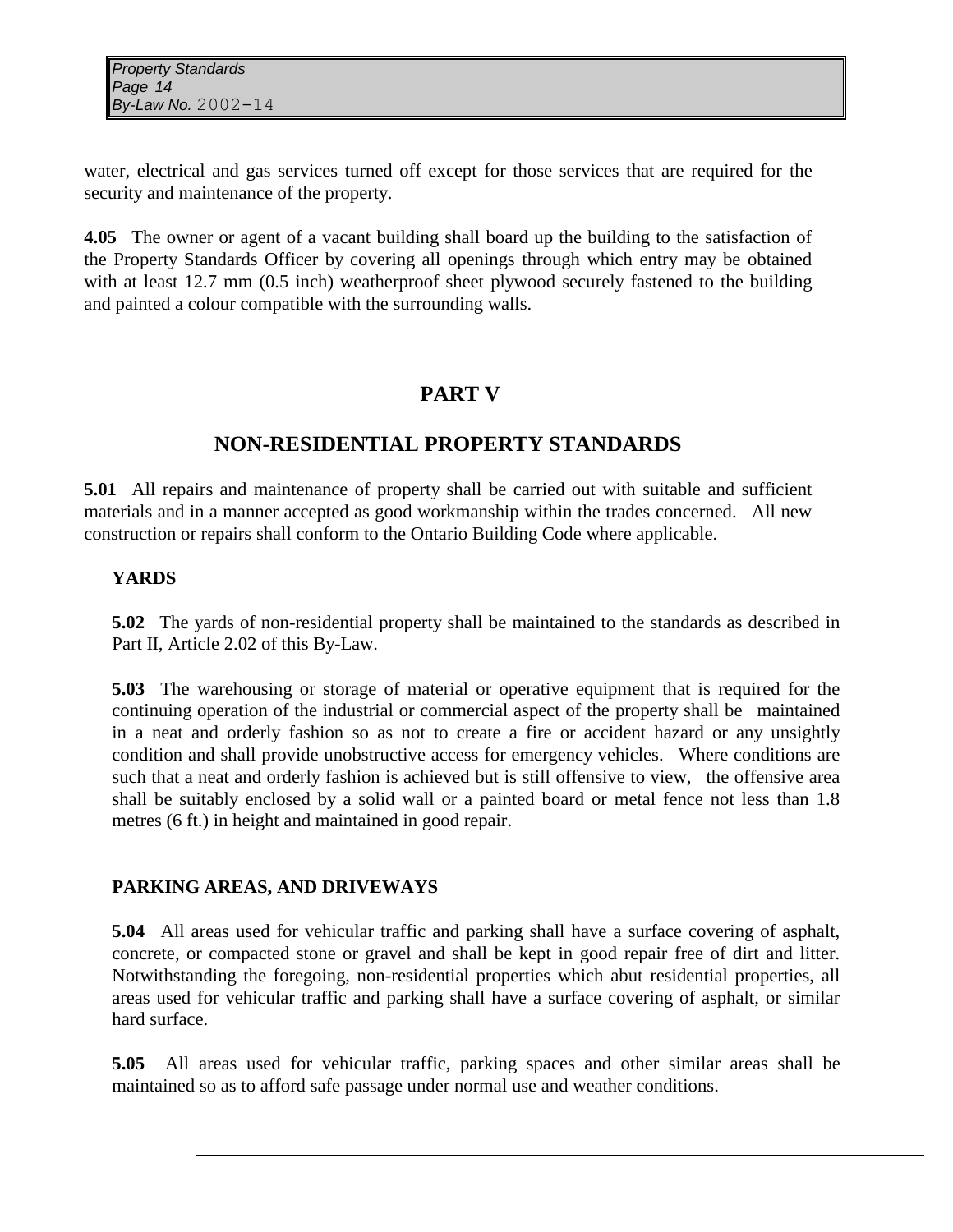water, electrical and gas services turned off except for those services that are required for the security and maintenance of the property.

**4.05** The owner or agent of a vacant building shall board up the building to the satisfaction of the Property Standards Officer by covering all openings through which entry may be obtained with at least 12.7 mm (0.5 inch) weatherproof sheet plywood securely fastened to the building and painted a colour compatible with the surrounding walls.

# PART V

# NON-RESIDENTIAL PROPERTY STANDARDS

**5.01** All repairs and maintenance of property shall be carried out with suitable and sufficient materials and in a manner accepted as good workmanship within the trades concerned. All new construction or repairs shall conform to the Ontario Building Code where applicable.

### YARDS

**5.02** The yards of non-residential property shall be maintained to the standards as described in Part II, Article 2.02 of this By-Law.

**5.03** The warehousing or storage of material or operative equipment that is required for the continuing operation of the industrial or commercial aspect of the property shall be maintained in a neat and orderly fashion so as not to create a fire or accident hazard or any unsightly condition and shall provide unobstructive access for emergency vehicles. Where conditions are such that a neat and orderly fashion is achieved but is still offensive to view, the offensive area shall be suitably enclosed by a solid wall or a painted board or metal fence not less than 1.8 metres (6 ft.) in height and maintained in good repair.

### PARKING AREAS, AND DRIVEWAYS

**5.04** All areas used for vehicular traffic and parking shall have a surface covering of asphalt, concrete, or compacted stone or gravel and shall be kept in good repair free of dirt and litter. Notwithstanding the foregoing, non-residential properties which abut residential properties, all areas used for vehicular traffic and parking shall have a surface covering of asphalt, or similar hard surface.

**5.05** All areas used for vehicular traffic, parking spaces and other similar areas shall be maintained so as to afford safe passage under normal use and weather conditions.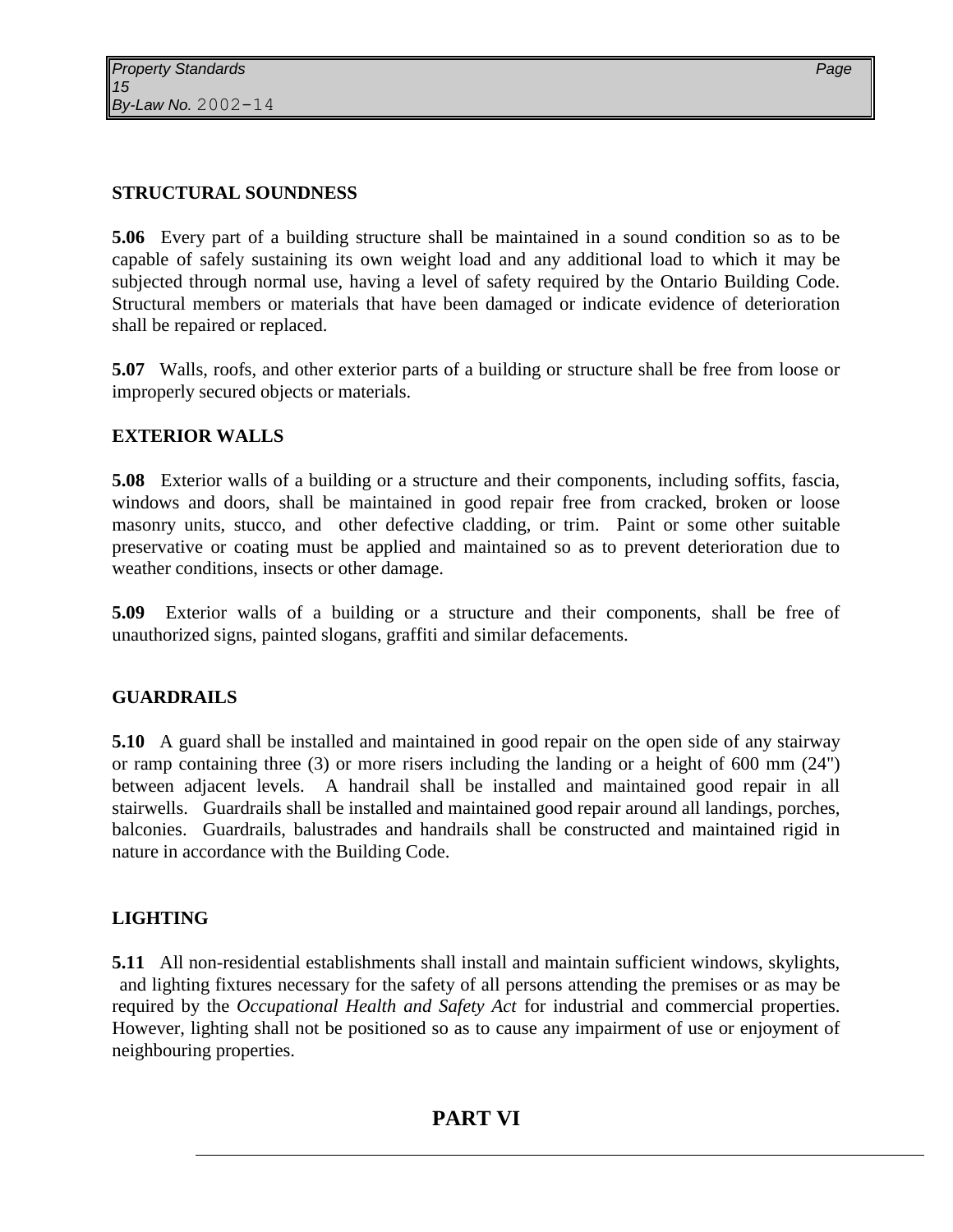### STRUCTURAL SOUNDNESS

**5.06** Every part of a building structure shall be maintained in a sound condition so as to be capable of safely sustaining its own weight load and any additional load to which it may be subjected through normal use, having a level of safety required by the Ontario Building Code. Structural members or materials that have been damaged or indicate evidence of deterioration shall be repaired or replaced.

**5.07** Walls, roofs, and other exterior parts of a building or structure shall be free from loose or improperly secured objects or materials.

### EXTERIOR WALLS

**5.08** Exterior walls of a building or a structure and their components, including soffits, fascia, windows and doors, shall be maintained in good repair free from cracked, broken or loose masonry units, stucco, and other defective cladding, or trim. Paint or some other suitable preservative or coating must be applied and maintained so as to prevent deterioration due to weather conditions, insects or other damage.

**5.09** Exterior walls of a building or a structure and their components, shall be free of unauthorized signs, painted slogans, graffiti and similar defacements.

### GUARDRAILS

**5.10** A guard shall be installed and maintained in good repair on the open side of any stairway or ramp containing three (3) or more risers including the landing or a height of 600 mm (24") between adjacent levels. A handrail shall be installed and maintained good repair in all stairwells. Guardrails shall be installed and maintained good repair around all landings, porches, balconies. Guardrails, balustrades and handrails shall be constructed and maintained rigid in nature in accordance with the Building Code.

### LIGHTING

**5.11** All non-residential establishments shall install and maintain sufficient windows, skylights, and lighting fixtures necessary for the safety of all persons attending the premises or as may be required by the *Occupational Health and Safety Act* for industrial and commercial properties. However, lighting shall not be positioned so as to cause any impairment of use or enjoyment of neighbouring properties.

## PART VI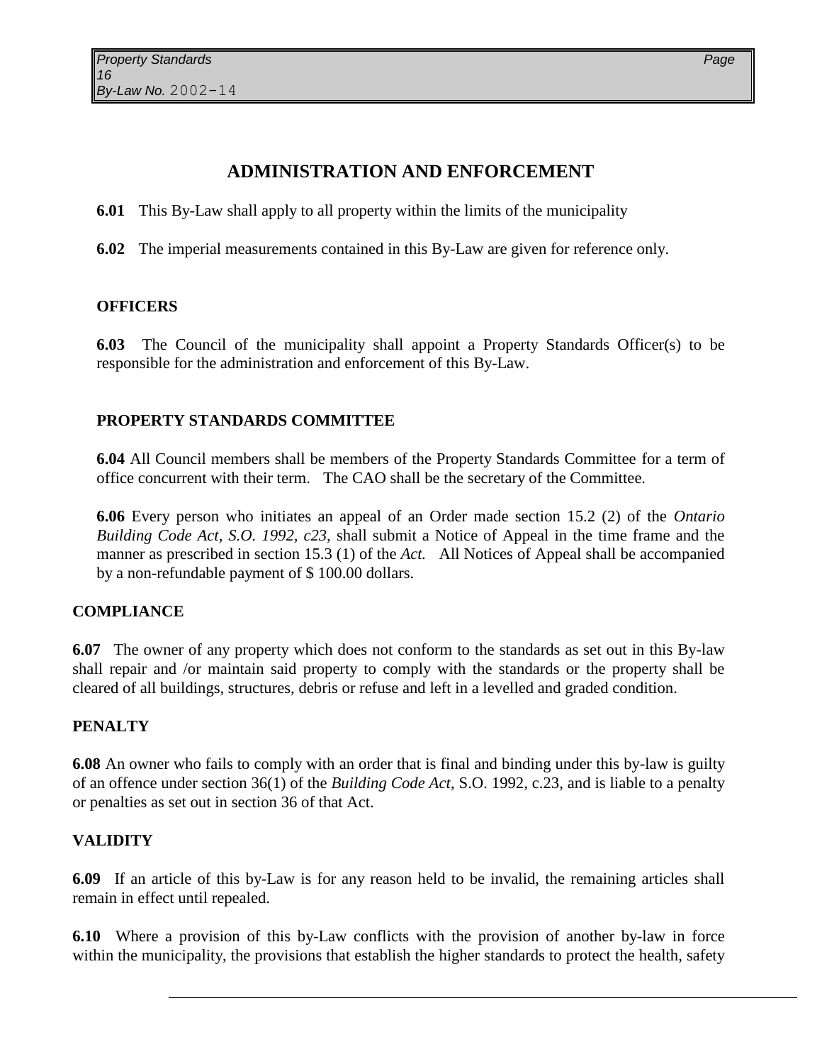## ADMINISTRATION AND ENFORCEMENT

**6.01** This By-Law shall apply to all property within the limits of the municipality

**6.02** The imperial measurements contained in this By-Law are given for reference only.

### OFFICERS

**6.03** The Council of the municipality shall appoint a Property Standards Officer(s) to be responsible for the administration and enforcement of this By-Law.

### PROPERTY STANDARDS COMMITTEE

**6.04** All Council members shall be members of the Property Standards Committee for a term of office concurrent with their term. The CAO shall be the secretary of the Committee.

**6.06** Every person who initiates an appeal of an Order made section 15.2 (2) of the *Ontario Building Code Act, S.O. 1992, c23,* shall submit a Notice of Appeal in the time frame and the manner as prescribed in section 15.3 (1) of the *Act.* All Notices of Appeal shall be accompanied by a non-refundable payment of $ 100.00 dollars.

### COMPLIANCE

**6.07** The owner of any property which does not conform to the standards as set out in this By-law shall repair and /or maintain said property to comply with the standards or the property shall be cleared of all buildings, structures, debris or refuse and left in a levelled and graded condition.

### PENALTY

**6.08** An owner who fails to comply with an order that is final and binding under this by-law is guilty of an offence under section 36(1) of the *Building Code Act*, S.O. 1992, c.23, and is liable to a penalty or penalties as set out in section 36 of that Act.

### VALIDITY

**6.09** If an article of this by-Law is for any reason held to be invalid, the remaining articles shall remain in effect until repealed.

**6.10** Where a provision of this by-Law conflicts with the provision of another by-law in force within the municipality, the provisions that establish the higher standards to protect the health, safety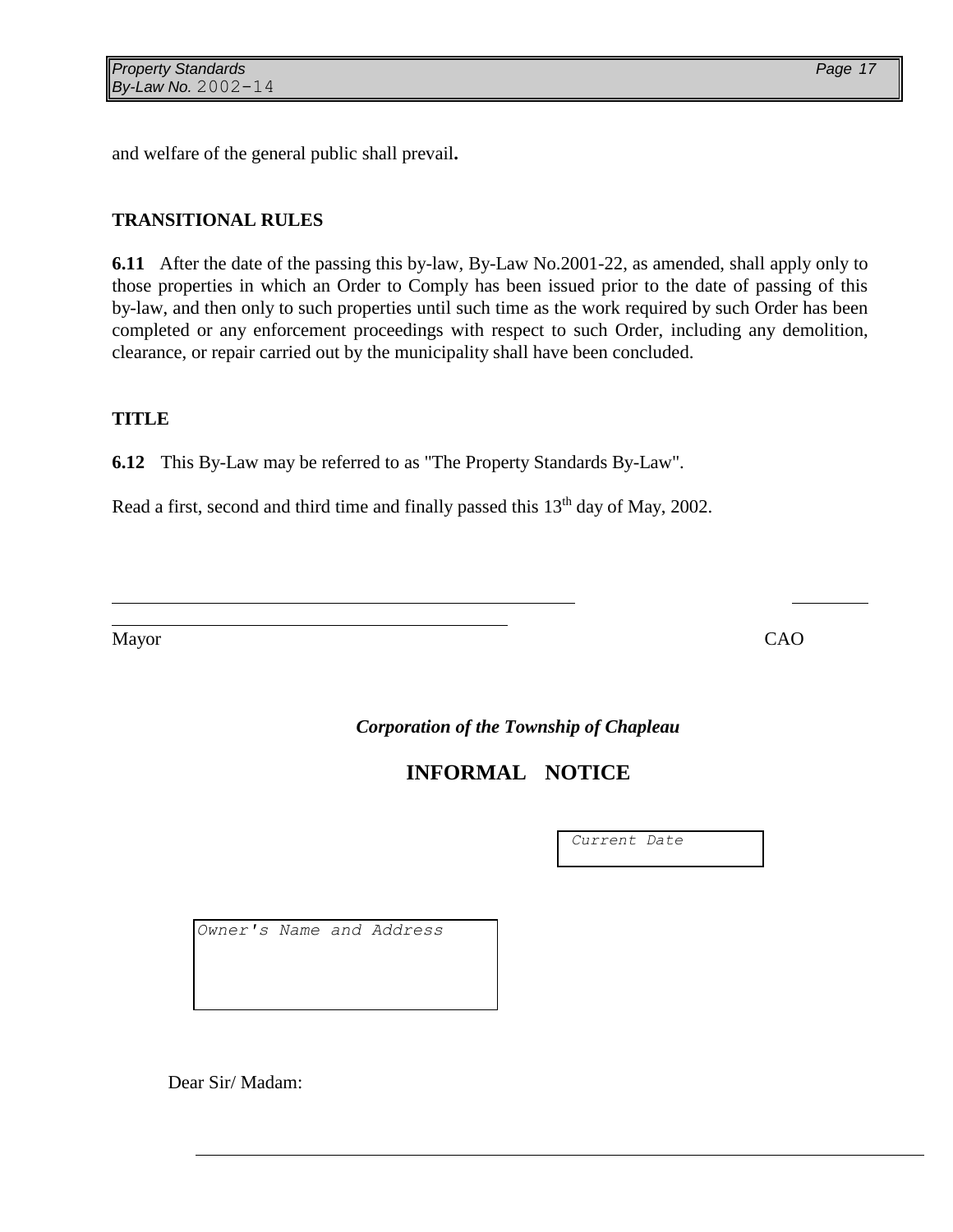and welfare of the general public shall prevail**.**

**TRANSITIONAL RULES**

**6.11** After the date of the passing this by-law, By-Law No.2001-22, as amended, shall apply only to those properties in which an Order to Comply has been issued prior to the date of passing of this by-law, and then only to such properties until such time as the work required by such Order has been completed or any enforcement proceedings with respect to such Order, including any demolition, clearance, or repair carried out by the municipality shall have been concluded.

**TITLE**

**6.12** This By-Law may be referred to as "The Property Standards By-Law".

Read a first, second and third time and finally passed this 13th day of May, 2002.

Mayor

CAO

***Corporation of the Township of Chapleau***

## INFORMAL NOTICE

*Current Date*

*Owner's Name and Address*

Dear Sir/ Madam: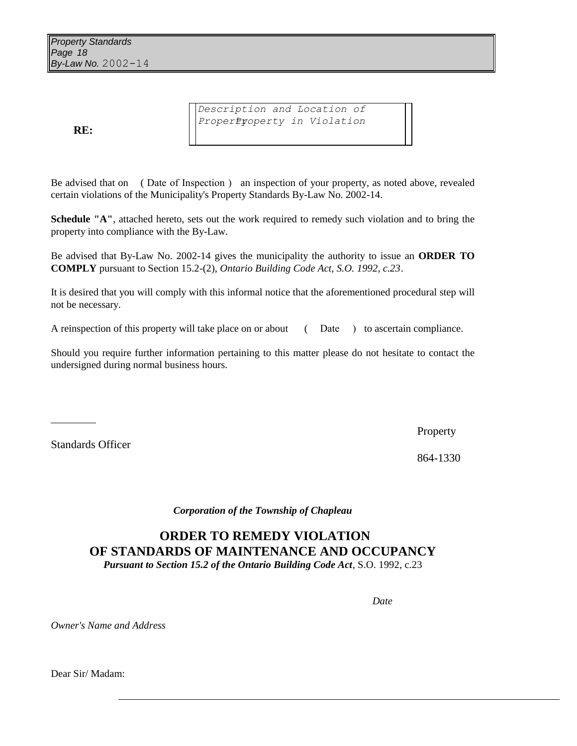**RE:** Description and Location of Property in Violation

Be advised that on ( Date of Inspection ) an inspection of your property, as noted above, revealed certain violations of the Municipality's Property Standards By-Law No. 2002-14.

**Schedule "A"**, attached hereto, sets out the work required to remedy such violation and to bring the property into compliance with the By-Law.

Be advised that By-Law No. 2002-14 gives the municipality the authority to issue an **ORDER TO COMPLY** pursuant to Section 15.2-(2), *Ontario Building Code Act, S.O. 1992, c.23*.

It is desired that you will comply with this informal notice that the aforementioned procedural step will not be necessary.

A reinspection of this property will take place on or about ( Date ) to ascertain compliance.

Should you require further information pertaining to this matter please do not hesitate to contact the undersigned during normal business hours.

Property Standards Officer

864-1330

***Corporation of the Township of Chapleau***

## ORDER TO REMEDY VIOLATION OF STANDARDS OF MAINTENANCE AND OCCUPANCY

***Pursuant to Section 15.2 of the Ontario Building Code Act***, S.O. 1992, c.23

*Date*

*Owner's Name and Address*

Dear Sir/ Madam: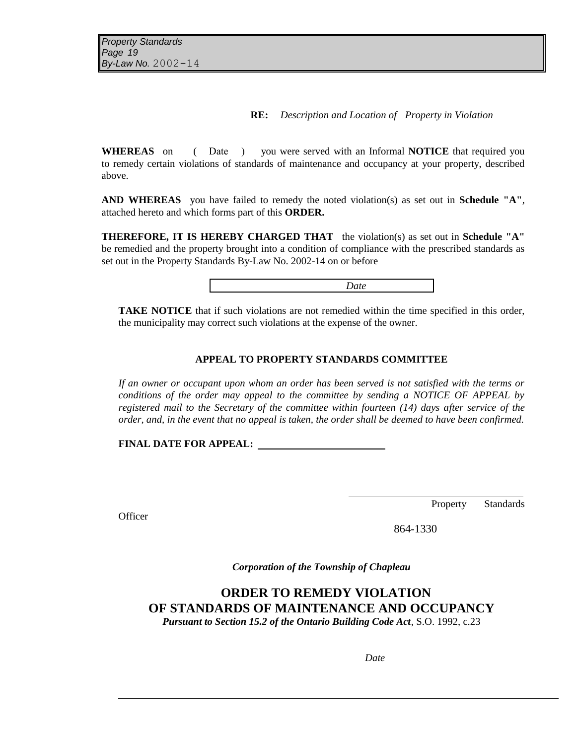**RE:** *Description and Location of Property in Violation*

**WHEREAS** on ( Date ) you were served with an Informal **NOTICE** that required you to remedy certain violations of standards of maintenance and occupancy at your property, described above.

**AND WHEREAS** you have failed to remedy the noted violation(s) as set out in **Schedule "A"**, attached hereto and which forms part of this **ORDER.**

**THEREFORE, IT IS HEREBY CHARGED THAT** the violation(s) as set out in **Schedule "A"** be remedied and the property brought into a condition of compliance with the prescribed standards as set out in the Property Standards By-Law No. 2002-14 on or before

*Date*

**TAKE NOTICE** that if such violations are not remedied within the time specified in this order, the municipality may correct such violations at the expense of the owner.

**APPEAL TO PROPERTY STANDARDS COMMITTEE**

*If an owner or occupant upon whom an order has been served is not satisfied with the terms or conditions of the order may appeal to the committee by sending a NOTICE OF APPEAL by registered mail to the Secretary of the committee within fourteen (14) days after service of the order, and, in the event that no appeal is taken, the order shall be deemed to have been confirmed.*

**FINAL DATE FOR APPEAL:** ________________________

________________________
Property Standards Officer

864-1330

***Corporation of the Township of Chapleau***

## ORDER TO REMEDY VIOLATION OF STANDARDS OF MAINTENANCE AND OCCUPANCY

***Pursuant to Section 15.2 of the Ontario Building Code Act***, S.O. 1992, c.23

*Date*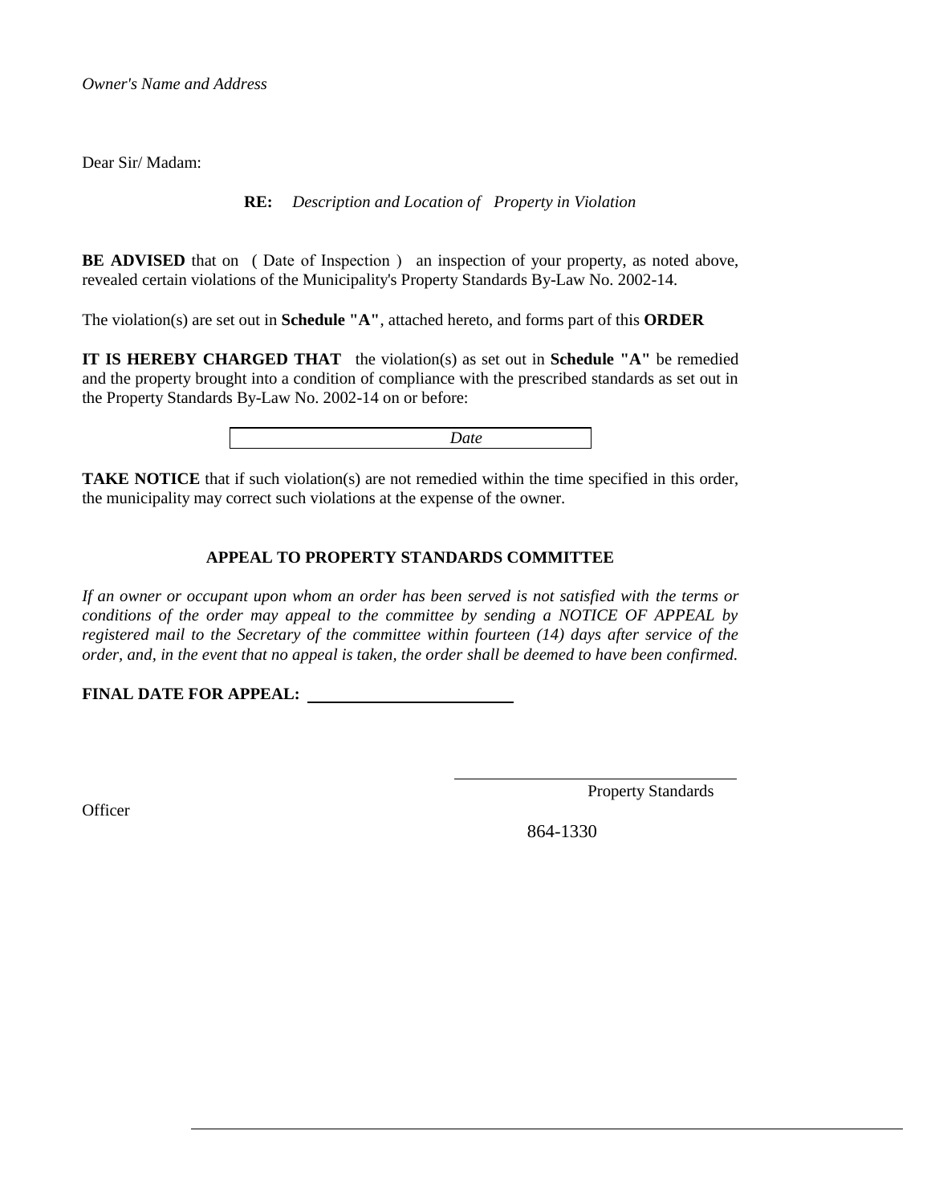*Owner's Name and Address*

Dear Sir/ Madam:

**RE:** *Description and Location of Property in Violation*

**BE ADVISED** that on ( Date of Inspection ) an inspection of your property, as noted above, revealed certain violations of the Municipality's Property Standards By-Law No. 2002-14.

The violation(s) are set out in **Schedule "A"**, attached hereto, and forms part of this **ORDER**

**IT IS HEREBY CHARGED THAT** the violation(s) as set out in **Schedule "A"** be remedied and the property brought into a condition of compliance with the prescribed standards as set out in the Property Standards By-Law No. 2002-14 on or before:

| *Date* |
|---|

**TAKE NOTICE** that if such violation(s) are not remedied within the time specified in this order, the municipality may correct such violations at the expense of the owner.

**APPEAL TO PROPERTY STANDARDS COMMITTEE**

*If an owner or occupant upon whom an order has been served is not satisfied with the terms or conditions of the order may appeal to the committee by sending a NOTICE OF APPEAL by registered mail to the Secretary of the committee within fourteen (14) days after service of the order, and, in the event that no appeal is taken, the order shall be deemed to have been confirmed.*

**FINAL DATE FOR APPEAL:** ______________________

______________________________

Property Standards Officer

864-1330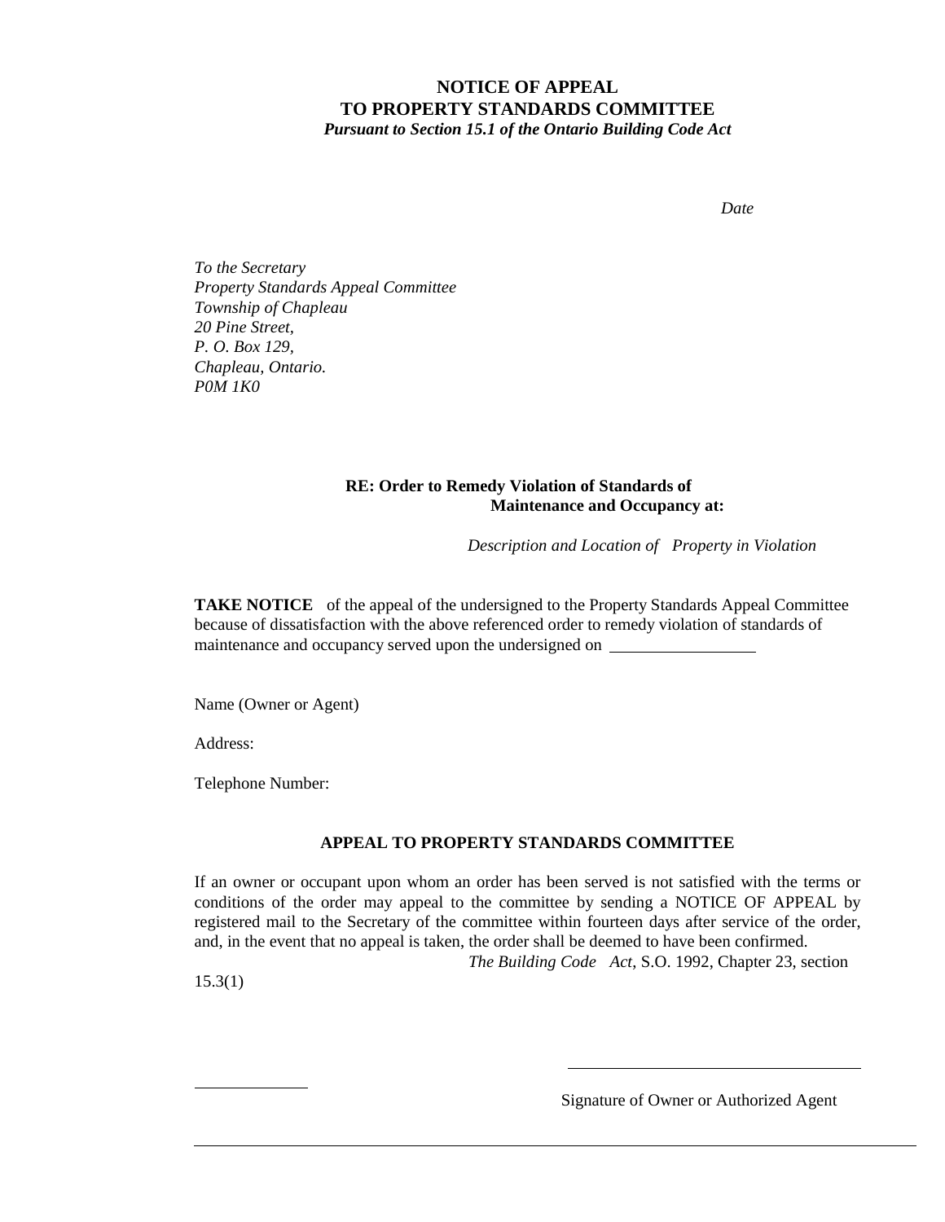**NOTICE OF APPEAL**
**TO PROPERTY STANDARDS COMMITTEE**
***Pursuant to Section 15.1 of the Ontario Building Code Act***

*Date*

*To the Secretary*
*Property Standards Appeal Committee*
*Township of Chapleau*
*20 Pine Street,*
*P. O. Box 129,*
*Chapleau, Ontario.*
*P0M 1K0*

**RE: Order to Remedy Violation of Standards of Maintenance and Occupancy at:**

*Description and Location of Property in Violation*

**TAKE NOTICE** of the appeal of the undersigned to the Property Standards Appeal Committee because of dissatisfaction with the above referenced order to remedy violation of standards of maintenance and occupancy served upon the undersigned on ________________

Name (Owner or Agent)

Address:

Telephone Number:

**APPEAL TO PROPERTY STANDARDS COMMITTEE**

If an owner or occupant upon whom an order has been served is not satisfied with the terms or conditions of the order may appeal to the committee by sending a NOTICE OF APPEAL by registered mail to the Secretary of the committee within fourteen days after service of the order, and, in the event that no appeal is taken, the order shall be deemed to have been confirmed.

*The Building Code Act*, S.O. 1992, Chapter 23, section 15.3(1)

_____________ ________________________________

Signature of Owner or Authorized Agent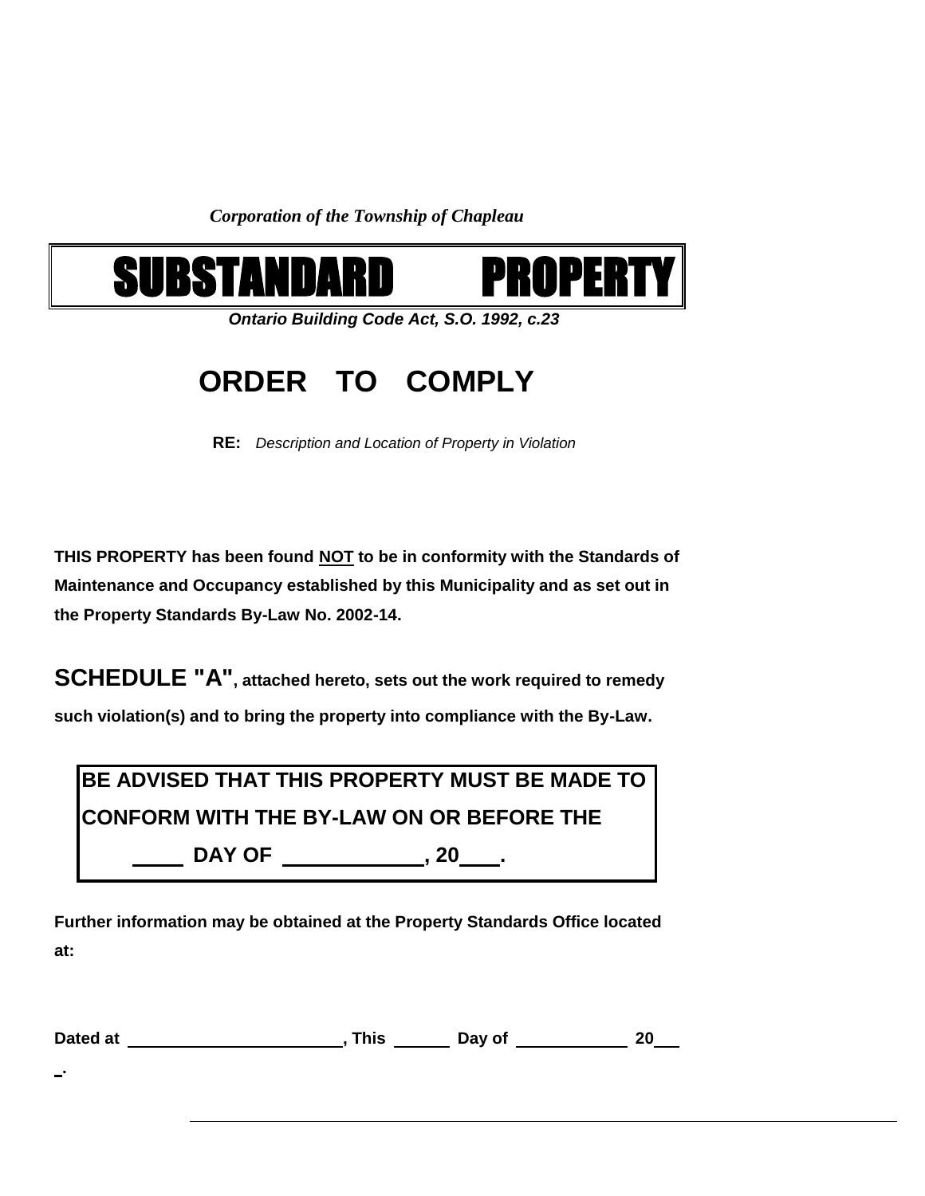*Corporation of the Township of Chapleau*

# SUBSTANDARD PROPERTY

***Ontario Building Code Act, S.O. 1992, c.23***

## ORDER TO COMPLY

**RE:** *Description and Location of Property in Violation*

**THIS PROPERTY has been found <u>NOT</u> to be in conformity with the Standards of Maintenance and Occupancy established by this Municipality and as set out in the Property Standards By-Law No. 2002-14.**

**SCHEDULE "A", attached hereto, sets out the work required to remedy such violation(s) and to bring the property into compliance with the By-Law.**

**BE ADVISED THAT THIS PROPERTY MUST BE MADE TO CONFORM WITH THE BY-LAW ON OR BEFORE THE ____ DAY OF ____________, 20___.**

**Further information may be obtained at the Property Standards Office located at:**

**Dated at ______________________, This ______ Day of ____________ 20___.**

_______________________________________________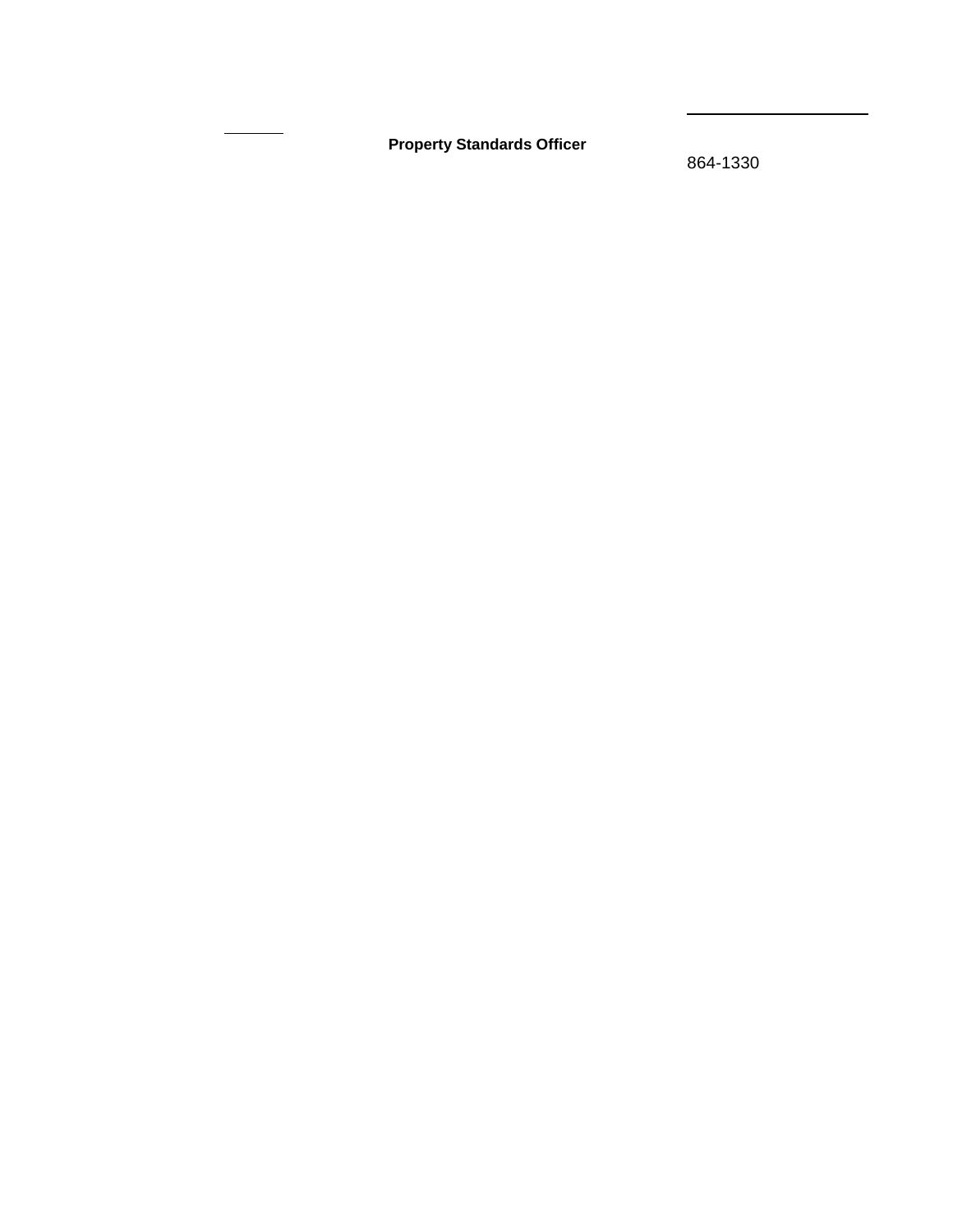**Property Standards Officer**

864-1330